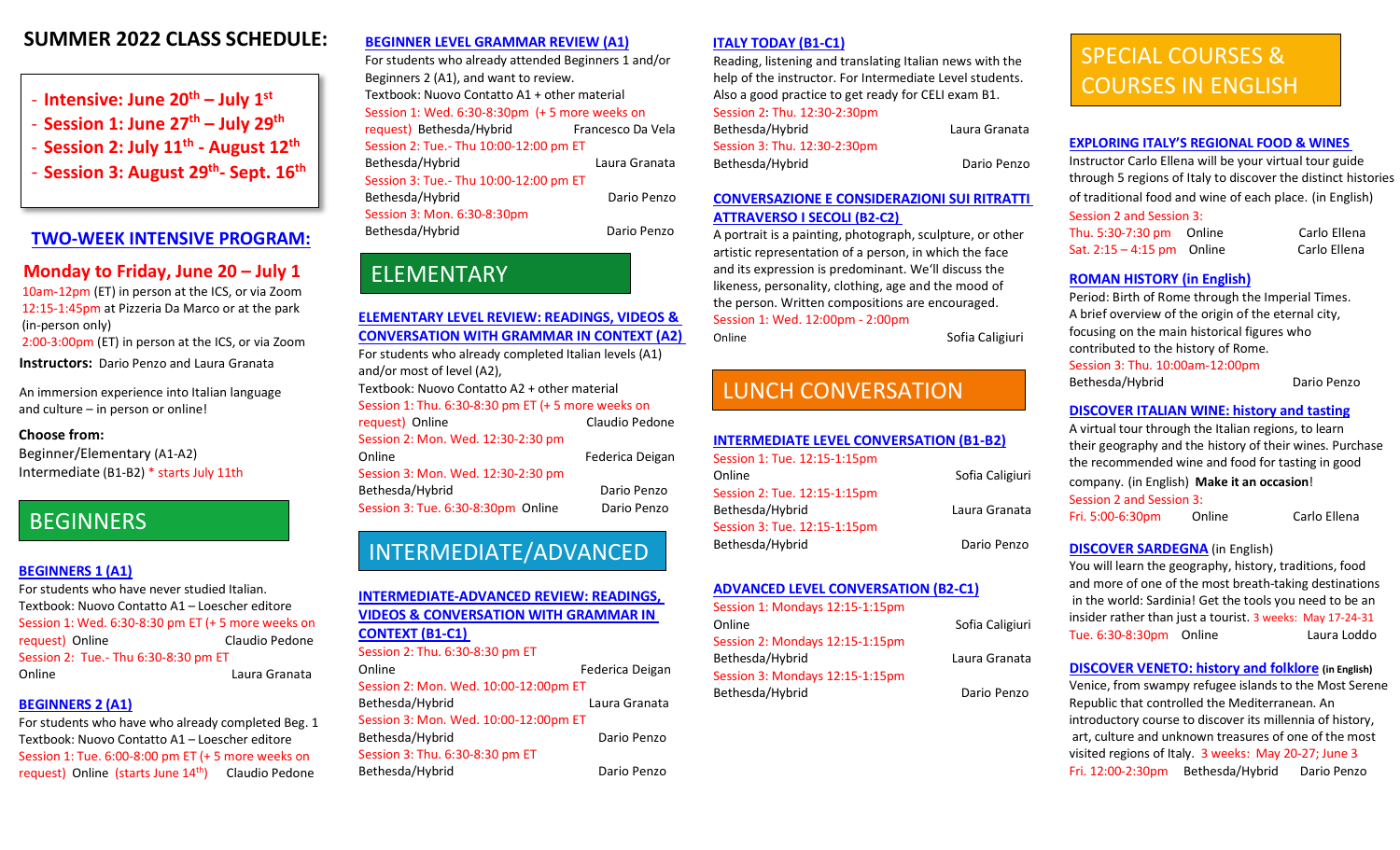# SUMMER 2022 CLASS SCHEDULE:

- Intensive: June 20th – July 1st
- Session 1: June 27th – July 29th
- Session 2: July 11th - August 12th
- Session 3: August 29th- Sept. 16th

## TWO-WEEK INTENSIVE PROGRAM:

### Monday to Friday, June 20 – July 1

10am-12pm (ET) in person at the ICS, or via Zoom
12:15-1:45pm at Pizzeria Da Marco or at the park (in-person only)
2:00-3:00pm (ET) in person at the ICS, or via Zoom

**Instructors:** Dario Penzo and Laura Granata

An immersion experience into Italian language and culture – in person or online!

**Choose from:**
Beginner/Elementary (A1-A2)
Intermediate (B1-B2) * starts July 11th

## BEGINNERS

### BEGINNERS 1 (A1)

For students who have never studied Italian.
Textbook: Nuovo Contatto A1 – Loescher editore
Session 1: Wed. 6:30-8:30 pm ET (+ 5 more weeks on request) Online — Claudio Pedone
Session 2: Tue.- Thu 6:30-8:30 pm ET Online — Laura Granata

### BEGINNERS 2 (A1)

For students who have who already completed Beg. 1
Textbook: Nuovo Contatto A1 – Loescher editore
Session 1: Tue. 6:00-8:00 pm ET (+ 5 more weeks on request) Online (starts June 14th) — Claudio Pedone

### BEGINNER LEVEL GRAMMAR REVIEW (A1)

For students who already attended Beginners 1 and/or Beginners 2 (A1), and want to review.
Textbook: Nuovo Contatto A1 + other material
Session 1: Wed. 6:30-8:30pm (+ 5 more weeks on request) Bethesda/Hybrid — Francesco Da Vela
Session 2: Tue.- Thu 10:00-12:00 pm ET Bethesda/Hybrid — Laura Granata
Session 3: Tue.- Thu 10:00-12:00 pm ET Bethesda/Hybrid — Dario Penzo
Session 3: Mon. 6:30-8:30pm Bethesda/Hybrid — Dario Penzo

## ELEMENTARY

### ELEMENTARY LEVEL REVIEW: READINGS, VIDEOS & CONVERSATION WITH GRAMMAR IN CONTEXT (A2)

For students who already completed Italian levels (A1) and/or most of level (A2),
Textbook: Nuovo Contatto A2 + other material
Session 1: Thu. 6:30-8:30 pm ET (+ 5 more weeks on request) Online — Claudio Pedone
Session 2: Mon. Wed. 12:30-2:30 pm Online — Federica Deigan
Session 3: Mon. Wed. 12:30-2:30 pm Bethesda/Hybrid — Dario Penzo
Session 3: Tue. 6:30-8:30pm Online — Dario Penzo

## INTERMEDIATE/ADVANCED

### INTERMEDIATE-ADVANCED REVIEW: READINGS, VIDEOS & CONVERSATION WITH GRAMMAR IN CONTEXT (B1-C1)

Session 2: Thu. 6:30-8:30 pm ET Online — Federica Deigan
Session 2: Mon. Wed. 10:00-12:00pm ET Bethesda/Hybrid — Laura Granata
Session 3: Mon. Wed. 10:00-12:00pm ET Bethesda/Hybrid — Dario Penzo
Session 3: Thu. 6:30-8:30 pm ET Bethesda/Hybrid — Dario Penzo

### ITALY TODAY (B1-C1)

Reading, listening and translating Italian news with the help of the instructor. For Intermediate Level students. Also a good practice to get ready for CELI exam B1.
Session 2: Thu. 12:30-2:30pm Bethesda/Hybrid — Laura Granata
Session 3: Thu. 12:30-2:30pm Bethesda/Hybrid — Dario Penzo

### CONVERSAZIONE E CONSIDERAZIONI SUI RITRATTI ATTRAVERSO I SECOLI (B2-C2)

A portrait is a painting, photograph, sculpture, or other artistic representation of a person, in which the face and its expression is predominant. We'll discuss the likeness, personality, clothing, age and the mood of the person. Written compositions are encouraged.
Session 1: Wed. 12:00pm - 2:00pm Online — Sofia Caligiuri

## LUNCH CONVERSATION

### INTERMEDIATE LEVEL CONVERSATION (B1-B2)

Session 1: Tue. 12:15-1:15pm Online — Sofia Caligiuri
Session 2: Tue. 12:15-1:15pm Bethesda/Hybrid — Laura Granata
Session 3: Tue. 12:15-1:15pm Bethesda/Hybrid — Dario Penzo

### ADVANCED LEVEL CONVERSATION (B2-C1)

Session 1: Mondays 12:15-1:15pm Online — Sofia Caligiuri
Session 2: Mondays 12:15-1:15pm Bethesda/Hybrid — Laura Granata
Session 3: Mondays 12:15-1:15pm Bethesda/Hybrid — Dario Penzo

## SPECIAL COURSES & COURSES IN ENGLISH

### EXPLORING ITALY'S REGIONAL FOOD & WINES

Instructor Carlo Ellena will be your virtual tour guide through 5 regions of Italy to discover the distinct histories of traditional food and wine of each place. (in English)
Session 2 and Session 3:
Thu. 5:30-7:30 pm Online — Carlo Ellena
Sat. 2:15 – 4:15 pm Online — Carlo Ellena

### ROMAN HISTORY (in English)

Period: Birth of Rome through the Imperial Times. A brief overview of the origin of the eternal city, focusing on the main historical figures who contributed to the history of Rome.
Session 3: Thu. 10:00am-12:00pm Bethesda/Hybrid — Dario Penzo

### DISCOVER ITALIAN WINE: history and tasting

A virtual tour through the Italian regions, to learn their geography and the history of their wines. Purchase the recommended wine and food for tasting in good company. (in English) **Make it an occasion**!
Session 2 and Session 3:
Fri. 5:00-6:30pm Online — Carlo Ellena

### DISCOVER SARDEGNA (in English)

You will learn the geography, history, traditions, food and more of one of the most breath-taking destinations in the world: Sardinia! Get the tools you need to be an insider rather than just a tourist. 3 weeks: May 17-24-31
Tue. 6:30-8:30pm Online — Laura Loddo

### DISCOVER VENETO: history and folklore (in English)

Venice, from swampy refugee islands to the Most Serene Republic that controlled the Mediterranean. An introductory course to discover its millennia of history, art, culture and unknown treasures of one of the most visited regions of Italy. 3 weeks: May 20-27; June 3
Fri. 12:00-2:30pm Bethesda/Hybrid — Dario Penzo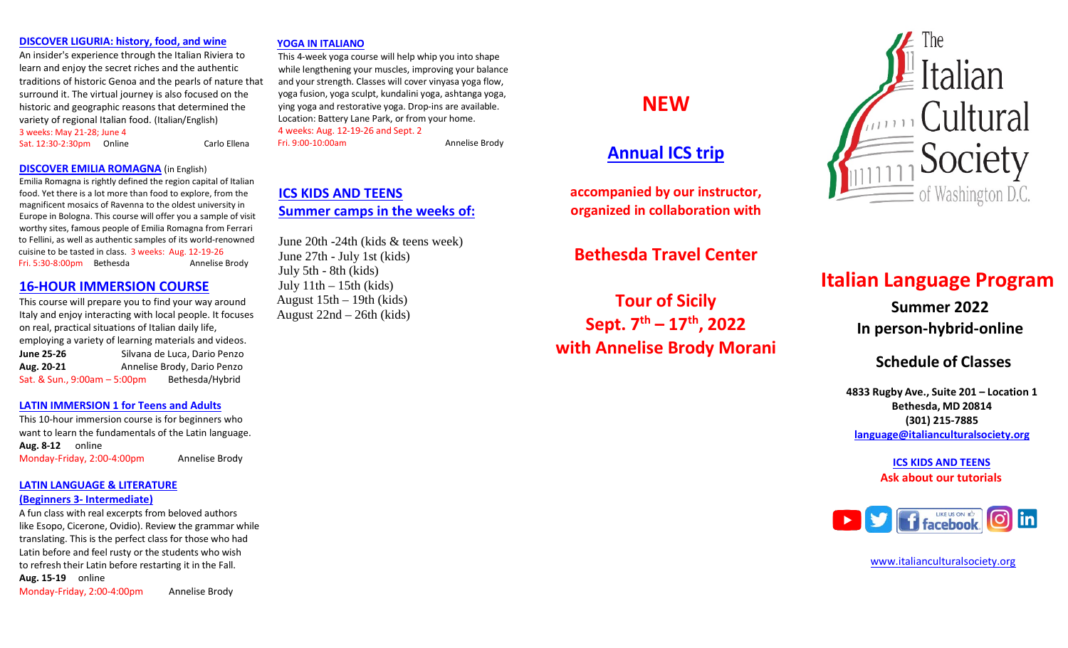### DISCOVER LIGURIA: history, food, and wine

An insider's experience through the Italian Riviera to learn and enjoy the secret riches and the authentic traditions of historic Genoa and the pearls of nature that surround it. The virtual journey is also focused on the historic and geographic reasons that determined the variety of regional Italian food. (Italian/English)

3 weeks: May 21-28; June 4
Sat. 12:30-2:30pm Online Carlo Ellena

### DISCOVER EMILIA ROMAGNA (in English)

Emilia Romagna is rightly defined the region capital of Italian food. Yet there is a lot more than food to explore, from the magnificent mosaics of Ravenna to the oldest university in Europe in Bologna. This course will offer you a sample of visit worthy sites, famous people of Emilia Romagna from Ferrari to Fellini, as well as authentic samples of its world-renowned cuisine to be tasted in class. 3 weeks: Aug. 12-19-26
Fri. 5:30-8:00pm Bethesda Annelise Brody

### 16-HOUR IMMERSION COURSE

This course will prepare you to find your way around Italy and enjoy interacting with local people. It focuses on real, practical situations of Italian daily life, employing a variety of learning materials and videos.

**June 25-26** Silvana de Luca, Dario Penzo
**Aug. 20-21** Annelise Brody, Dario Penzo
Sat. & Sun., 9:00am – 5:00pm Bethesda/Hybrid

### LATIN IMMERSION 1 for Teens and Adults

This 10-hour immersion course is for beginners who want to learn the fundamentals of the Latin language.

**Aug. 8-12** online
Monday-Friday, 2:00-4:00pm Annelise Brody

### LATIN LANGUAGE & LITERATURE (Beginners 3- Intermediate)

A fun class with real excerpts from beloved authors like Esopo, Cicerone, Ovidio). Review the grammar while translating. This is the perfect class for those who had Latin before and feel rusty or the students who wish to refresh their Latin before restarting it in the Fall.

**Aug. 15-19** online
Monday-Friday, 2:00-4:00pm Annelise Brody

### YOGA IN ITALIANO

This 4-week yoga course will help whip you into shape while lengthening your muscles, improving your balance and your strength. Classes will cover vinyasa yoga flow, yoga fusion, yoga sculpt, kundalini yoga, ashtanga yoga, ying yoga and restorative yoga. Drop-ins are available. Location: Battery Lane Park, or from your home.

4 weeks: Aug. 12-19-26 and Sept. 2
Fri. 9:00-10:00am Annelise Brody

### ICS KIDS AND TEENS Summer camps in the weeks of:

June 20th -24th (kids & teens week)
June 27th - July 1st (kids)
July 5th - 8th (kids)
July 11th – 15th (kids)
August 15th – 19th (kids)
August 22nd – 26th (kids)

## NEW

### Annual ICS trip

**accompanied by our instructor, organized in collaboration with**

**Bethesda Travel Center**

**Tour of Sicily**
**Sept. 7th – 17th, 2022**
**with Annelise Brody Morani**

The Italian Cultural Society of Washington D.C.

# Italian Language Program

**Summer 2022**
**In person-hybrid-online**

**Schedule of Classes**

**4833 Rugby Ave., Suite 201 – Location 1**
**Bethesda, MD 20814**
**(301) 215-7885**
**language@italianculturalsociety.org**

**ICS KIDS AND TEENS**
**Ask about our tutorials**

www.italianculturalsociety.org